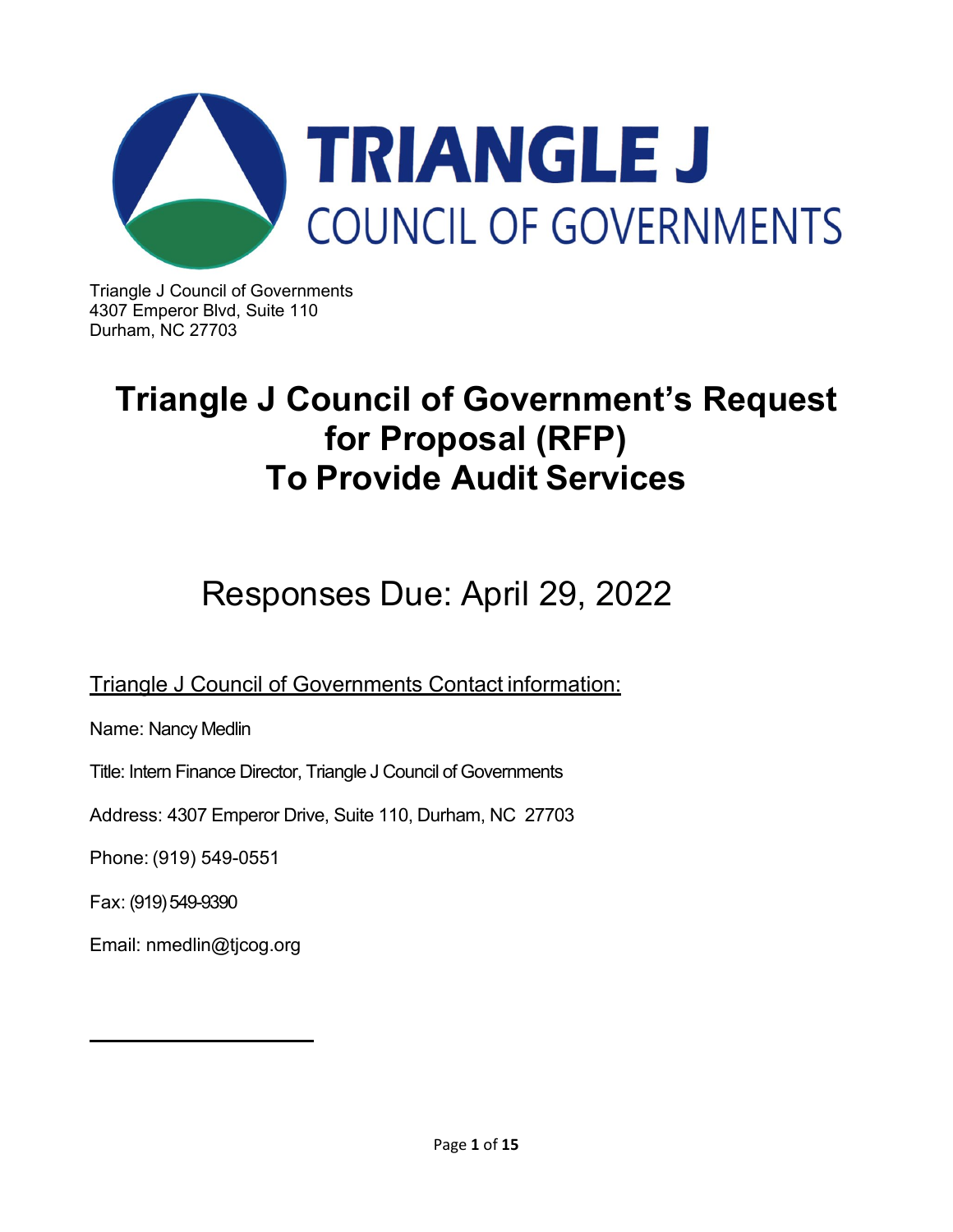**TRIANGLE J**
COUNCIL OF GOVERNMENTS

Triangle J Council of Governments
4307 Emperor Blvd, Suite 110
Durham, NC 27703

# Triangle J Council of Government's Request for Proposal (RFP) To Provide Audit Services

## Responses Due: April 29, 2022

Triangle J Council of Governments Contact information:

Name: Nancy Medlin

Title: Intern Finance Director, Triangle J Council of Governments

Address: 4307 Emperor Drive, Suite 110, Durham, NC 27703

Phone: (919) 549-0551

Fax: (919) 549-9390

Email: nmedlin@tjcog.org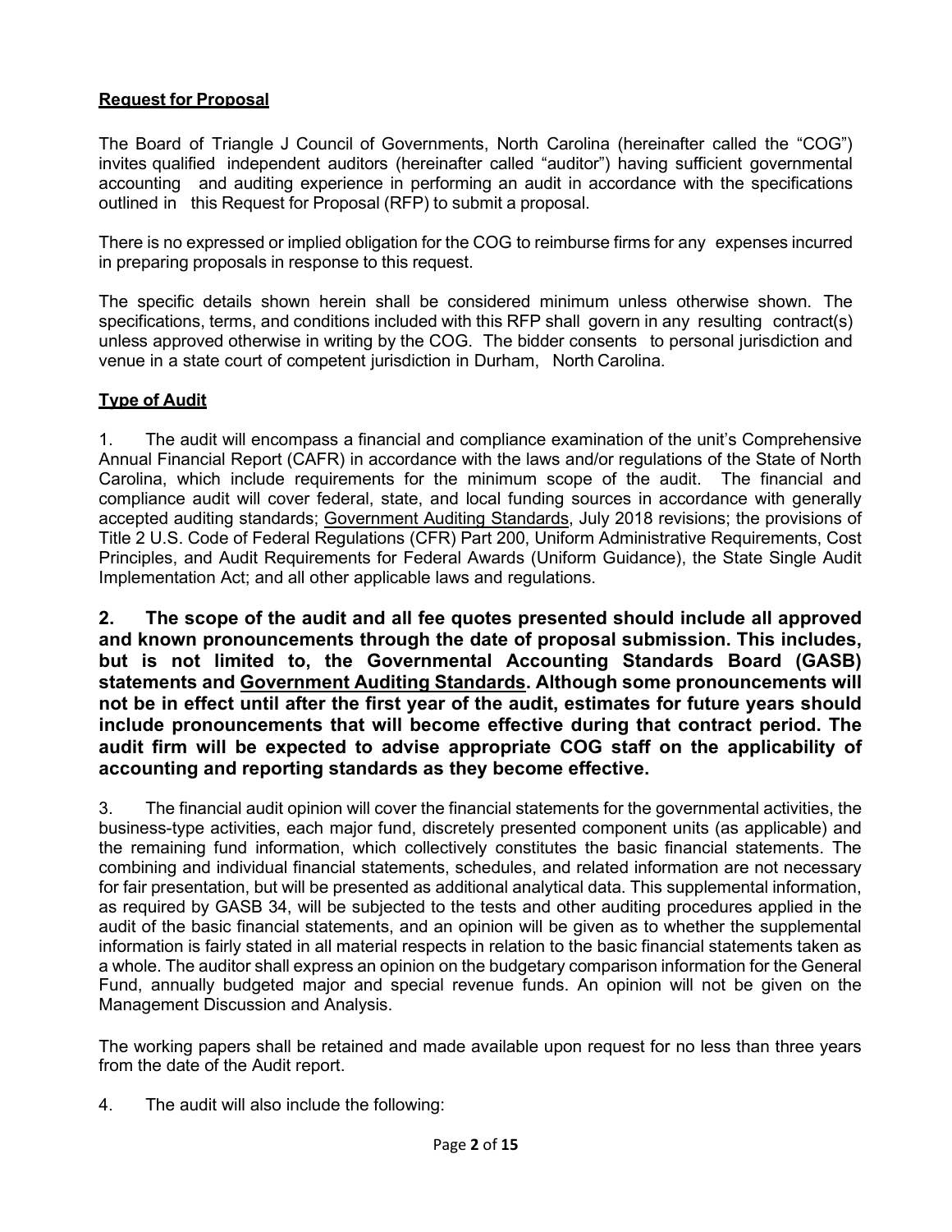**Request for Proposal**

The Board of Triangle J Council of Governments, North Carolina (hereinafter called the "COG") invites qualified independent auditors (hereinafter called "auditor") having sufficient governmental accounting and auditing experience in performing an audit in accordance with the specifications outlined in this Request for Proposal (RFP) to submit a proposal.

There is no expressed or implied obligation for the COG to reimburse firms for any expenses incurred in preparing proposals in response to this request.

The specific details shown herein shall be considered minimum unless otherwise shown. The specifications, terms, and conditions included with this RFP shall govern in any resulting contract(s) unless approved otherwise in writing by the COG. The bidder consents to personal jurisdiction and venue in a state court of competent jurisdiction in Durham, North Carolina.

**Type of Audit**

1. The audit will encompass a financial and compliance examination of the unit's Comprehensive Annual Financial Report (CAFR) in accordance with the laws and/or regulations of the State of North Carolina, which include requirements for the minimum scope of the audit. The financial and compliance audit will cover federal, state, and local funding sources in accordance with generally accepted auditing standards; Government Auditing Standards, July 2018 revisions; the provisions of Title 2 U.S. Code of Federal Regulations (CFR) Part 200, Uniform Administrative Requirements, Cost Principles, and Audit Requirements for Federal Awards (Uniform Guidance), the State Single Audit Implementation Act; and all other applicable laws and regulations.

**2. The scope of the audit and all fee quotes presented should include all approved and known pronouncements through the date of proposal submission. This includes, but is not limited to, the Governmental Accounting Standards Board (GASB) statements and Government Auditing Standards. Although some pronouncements will not be in effect until after the first year of the audit, estimates for future years should include pronouncements that will become effective during that contract period. The audit firm will be expected to advise appropriate COG staff on the applicability of accounting and reporting standards as they become effective.**

3. The financial audit opinion will cover the financial statements for the governmental activities, the business-type activities, each major fund, discretely presented component units (as applicable) and the remaining fund information, which collectively constitutes the basic financial statements. The combining and individual financial statements, schedules, and related information are not necessary for fair presentation, but will be presented as additional analytical data. This supplemental information, as required by GASB 34, will be subjected to the tests and other auditing procedures applied in the audit of the basic financial statements, and an opinion will be given as to whether the supplemental information is fairly stated in all material respects in relation to the basic financial statements taken as a whole. The auditor shall express an opinion on the budgetary comparison information for the General Fund, annually budgeted major and special revenue funds. An opinion will not be given on the Management Discussion and Analysis.

The working papers shall be retained and made available upon request for no less than three years from the date of the Audit report.

4. The audit will also include the following: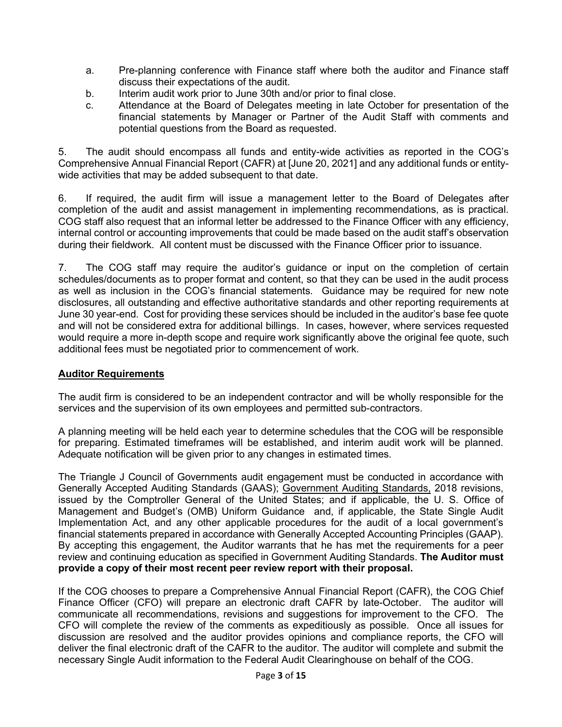a. Pre-planning conference with Finance staff where both the auditor and Finance staff discuss their expectations of the audit.
b. Interim audit work prior to June 30th and/or prior to final close.
c. Attendance at the Board of Delegates meeting in late October for presentation of the financial statements by Manager or Partner of the Audit Staff with comments and potential questions from the Board as requested.

5. The audit should encompass all funds and entity-wide activities as reported in the COG's Comprehensive Annual Financial Report (CAFR) at [June 20, 2021] and any additional funds or entity-wide activities that may be added subsequent to that date.

6. If required, the audit firm will issue a management letter to the Board of Delegates after completion of the audit and assist management in implementing recommendations, as is practical. COG staff also request that an informal letter be addressed to the Finance Officer with any efficiency, internal control or accounting improvements that could be made based on the audit staff's observation during their fieldwork. All content must be discussed with the Finance Officer prior to issuance.

7. The COG staff may require the auditor's guidance or input on the completion of certain schedules/documents as to proper format and content, so that they can be used in the audit process as well as inclusion in the COG's financial statements. Guidance may be required for new note disclosures, all outstanding and effective authoritative standards and other reporting requirements at June 30 year-end. Cost for providing these services should be included in the auditor's base fee quote and will not be considered extra for additional billings. In cases, however, where services requested would require a more in-depth scope and require work significantly above the original fee quote, such additional fees must be negotiated prior to commencement of work.

**Auditor Requirements**

The audit firm is considered to be an independent contractor and will be wholly responsible for the services and the supervision of its own employees and permitted sub-contractors.

A planning meeting will be held each year to determine schedules that the COG will be responsible for preparing. Estimated timeframes will be established, and interim audit work will be planned. Adequate notification will be given prior to any changes in estimated times.

The Triangle J Council of Governments audit engagement must be conducted in accordance with Generally Accepted Auditing Standards (GAAS); Government Auditing Standards, 2018 revisions, issued by the Comptroller General of the United States; and if applicable, the U. S. Office of Management and Budget's (OMB) Uniform Guidance and, if applicable, the State Single Audit Implementation Act, and any other applicable procedures for the audit of a local government's financial statements prepared in accordance with Generally Accepted Accounting Principles (GAAP). By accepting this engagement, the Auditor warrants that he has met the requirements for a peer review and continuing education as specified in Government Auditing Standards. **The Auditor must provide a copy of their most recent peer review report with their proposal.**

If the COG chooses to prepare a Comprehensive Annual Financial Report (CAFR), the COG Chief Finance Officer (CFO) will prepare an electronic draft CAFR by late-October. The auditor will communicate all recommendations, revisions and suggestions for improvement to the CFO. The CFO will complete the review of the comments as expeditiously as possible. Once all issues for discussion are resolved and the auditor provides opinions and compliance reports, the CFO will deliver the final electronic draft of the CAFR to the auditor. The auditor will complete and submit the necessary Single Audit information to the Federal Audit Clearinghouse on behalf of the COG.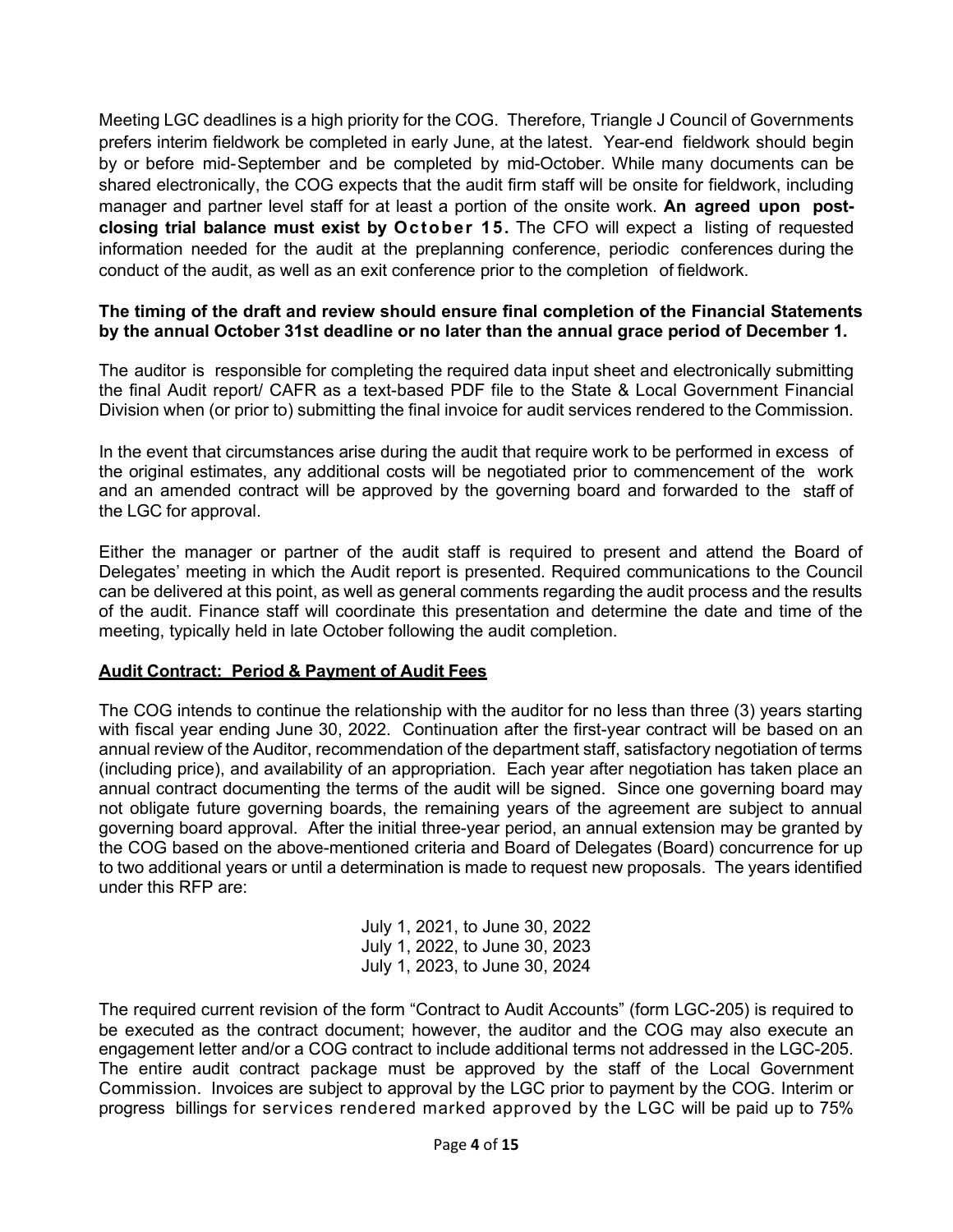Meeting LGC deadlines is a high priority for the COG. Therefore, Triangle J Council of Governments prefers interim fieldwork be completed in early June, at the latest. Year-end fieldwork should begin by or before mid-September and be completed by mid-October. While many documents can be shared electronically, the COG expects that the audit firm staff will be onsite for fieldwork, including manager and partner level staff for at least a portion of the onsite work. **An agreed upon post-closing trial balance must exist by October 15.** The CFO will expect a listing of requested information needed for the audit at the preplanning conference, periodic conferences during the conduct of the audit, as well as an exit conference prior to the completion of fieldwork.

**The timing of the draft and review should ensure final completion of the Financial Statements by the annual October 31st deadline or no later than the annual grace period of December 1.**

The auditor is responsible for completing the required data input sheet and electronically submitting the final Audit report/ CAFR as a text-based PDF file to the State & Local Government Financial Division when (or prior to) submitting the final invoice for audit services rendered to the Commission.

In the event that circumstances arise during the audit that require work to be performed in excess of the original estimates, any additional costs will be negotiated prior to commencement of the work and an amended contract will be approved by the governing board and forwarded to the staff of the LGC for approval.

Either the manager or partner of the audit staff is required to present and attend the Board of Delegates' meeting in which the Audit report is presented. Required communications to the Council can be delivered at this point, as well as general comments regarding the audit process and the results of the audit. Finance staff will coordinate this presentation and determine the date and time of the meeting, typically held in late October following the audit completion.

**Audit Contract: Period & Payment of Audit Fees**

The COG intends to continue the relationship with the auditor for no less than three (3) years starting with fiscal year ending June 30, 2022. Continuation after the first-year contract will be based on an annual review of the Auditor, recommendation of the department staff, satisfactory negotiation of terms (including price), and availability of an appropriation. Each year after negotiation has taken place an annual contract documenting the terms of the audit will be signed. Since one governing board may not obligate future governing boards, the remaining years of the agreement are subject to annual governing board approval. After the initial three-year period, an annual extension may be granted by the COG based on the above-mentioned criteria and Board of Delegates (Board) concurrence for up to two additional years or until a determination is made to request new proposals. The years identified under this RFP are:

July 1, 2021, to June 30, 2022
July 1, 2022, to June 30, 2023
July 1, 2023, to June 30, 2024

The required current revision of the form "Contract to Audit Accounts" (form LGC-205) is required to be executed as the contract document; however, the auditor and the COG may also execute an engagement letter and/or a COG contract to include additional terms not addressed in the LGC-205. The entire audit contract package must be approved by the staff of the Local Government Commission. Invoices are subject to approval by the LGC prior to payment by the COG. Interim or progress billings for services rendered marked approved by the LGC will be paid up to 75%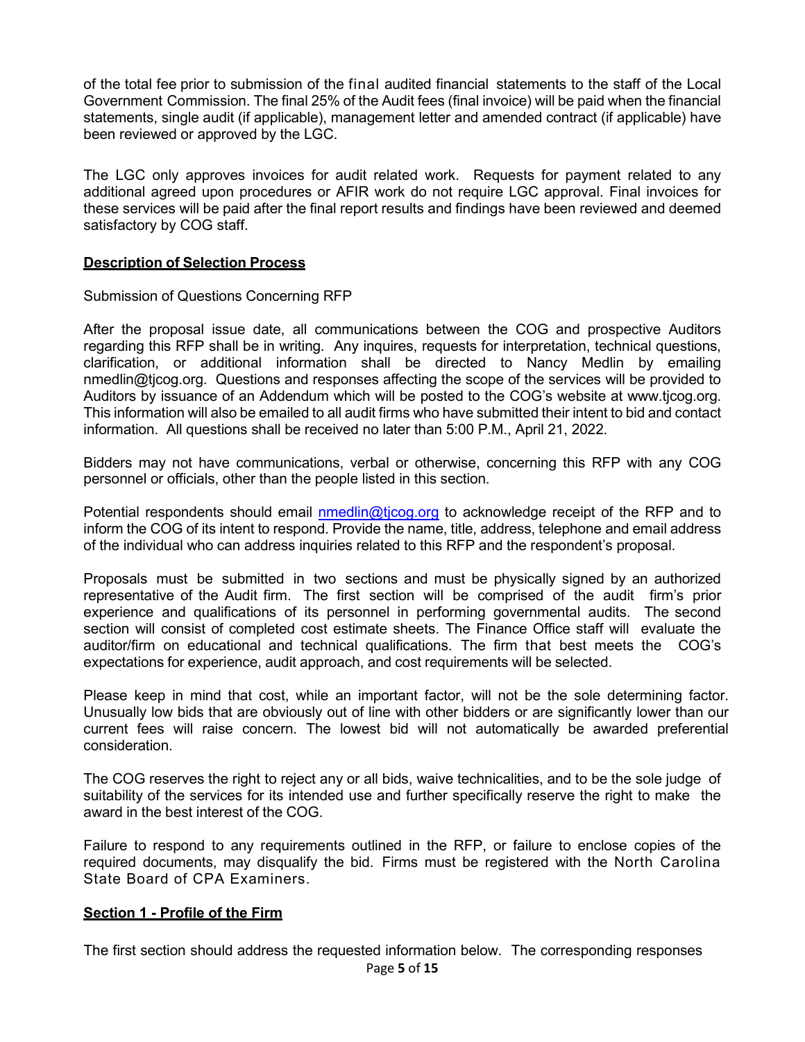of the total fee prior to submission of the final audited financial statements to the staff of the Local Government Commission. The final 25% of the Audit fees (final invoice) will be paid when the financial statements, single audit (if applicable), management letter and amended contract (if applicable) have been reviewed or approved by the LGC.

The LGC only approves invoices for audit related work. Requests for payment related to any additional agreed upon procedures or AFIR work do not require LGC approval. Final invoices for these services will be paid after the final report results and findings have been reviewed and deemed satisfactory by COG staff.

**Description of Selection Process**

Submission of Questions Concerning RFP

After the proposal issue date, all communications between the COG and prospective Auditors regarding this RFP shall be in writing. Any inquires, requests for interpretation, technical questions, clarification, or additional information shall be directed to Nancy Medlin by emailing nmedlin@tjcog.org. Questions and responses affecting the scope of the services will be provided to Auditors by issuance of an Addendum which will be posted to the COG's website at www.tjcog.org. This information will also be emailed to all audit firms who have submitted their intent to bid and contact information. All questions shall be received no later than 5:00 P.M., April 21, 2022.

Bidders may not have communications, verbal or otherwise, concerning this RFP with any COG personnel or officials, other than the people listed in this section.

Potential respondents should email nmedlin@tjcog.org to acknowledge receipt of the RFP and to inform the COG of its intent to respond. Provide the name, title, address, telephone and email address of the individual who can address inquiries related to this RFP and the respondent's proposal.

Proposals must be submitted in two sections and must be physically signed by an authorized representative of the Audit firm. The first section will be comprised of the audit firm's prior experience and qualifications of its personnel in performing governmental audits. The second section will consist of completed cost estimate sheets. The Finance Office staff will evaluate the auditor/firm on educational and technical qualifications. The firm that best meets the COG's expectations for experience, audit approach, and cost requirements will be selected.

Please keep in mind that cost, while an important factor, will not be the sole determining factor. Unusually low bids that are obviously out of line with other bidders or are significantly lower than our current fees will raise concern. The lowest bid will not automatically be awarded preferential consideration.

The COG reserves the right to reject any or all bids, waive technicalities, and to be the sole judge of suitability of the services for its intended use and further specifically reserve the right to make the award in the best interest of the COG.

Failure to respond to any requirements outlined in the RFP, or failure to enclose copies of the required documents, may disqualify the bid. Firms must be registered with the North Carolina State Board of CPA Examiners.

**Section 1 - Profile of the Firm**

The first section should address the requested information below. The corresponding responses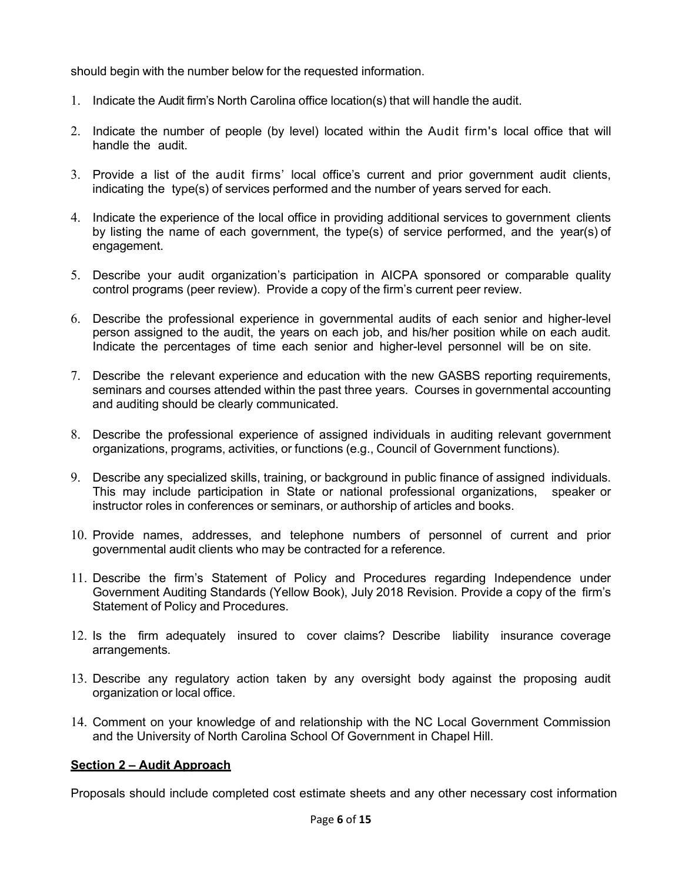should begin with the number below for the requested information.

1. Indicate the Audit firm's North Carolina office location(s) that will handle the audit.
2. Indicate the number of people (by level) located within the Audit firm's local office that will handle the audit.
3. Provide a list of the audit firms' local office's current and prior government audit clients, indicating the type(s) of services performed and the number of years served for each.
4. Indicate the experience of the local office in providing additional services to government clients by listing the name of each government, the type(s) of service performed, and the year(s) of engagement.
5. Describe your audit organization's participation in AICPA sponsored or comparable quality control programs (peer review). Provide a copy of the firm's current peer review.
6. Describe the professional experience in governmental audits of each senior and higher-level person assigned to the audit, the years on each job, and his/her position while on each audit. Indicate the percentages of time each senior and higher-level personnel will be on site.
7. Describe the relevant experience and education with the new GASBS reporting requirements, seminars and courses attended within the past three years. Courses in governmental accounting and auditing should be clearly communicated.
8. Describe the professional experience of assigned individuals in auditing relevant government organizations, programs, activities, or functions (e.g., Council of Government functions).
9. Describe any specialized skills, training, or background in public finance of assigned individuals. This may include participation in State or national professional organizations, speaker or instructor roles in conferences or seminars, or authorship of articles and books.
10. Provide names, addresses, and telephone numbers of personnel of current and prior governmental audit clients who may be contracted for a reference.
11. Describe the firm's Statement of Policy and Procedures regarding Independence under Government Auditing Standards (Yellow Book), July 2018 Revision. Provide a copy of the firm's Statement of Policy and Procedures.
12. Is the firm adequately insured to cover claims? Describe liability insurance coverage arrangements.
13. Describe any regulatory action taken by any oversight body against the proposing audit organization or local office.
14. Comment on your knowledge of and relationship with the NC Local Government Commission and the University of North Carolina School Of Government in Chapel Hill.

**Section 2 – Audit Approach**

Proposals should include completed cost estimate sheets and any other necessary cost information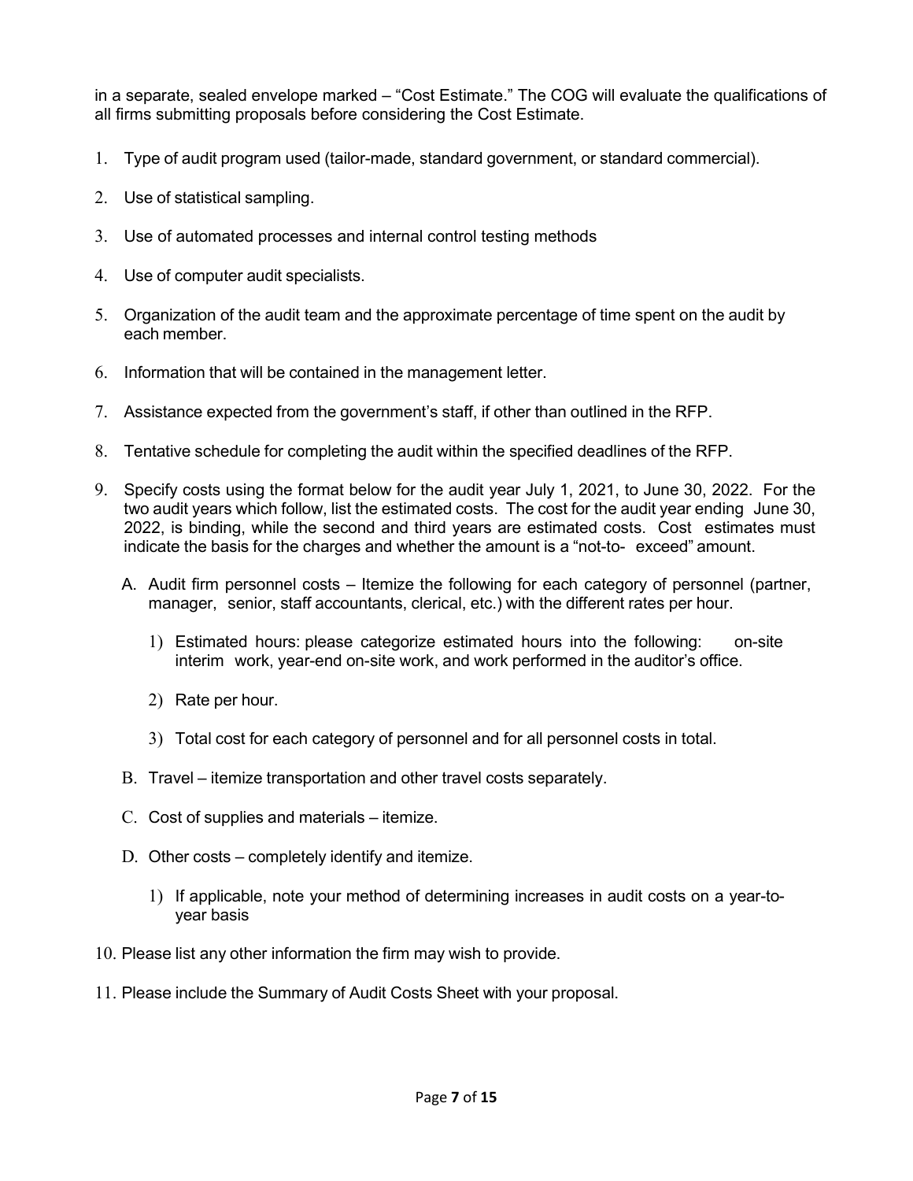in a separate, sealed envelope marked – "Cost Estimate." The COG will evaluate the qualifications of all firms submitting proposals before considering the Cost Estimate.

1. Type of audit program used (tailor-made, standard government, or standard commercial).
2. Use of statistical sampling.
3. Use of automated processes and internal control testing methods
4. Use of computer audit specialists.
5. Organization of the audit team and the approximate percentage of time spent on the audit by each member.
6. Information that will be contained in the management letter.
7. Assistance expected from the government's staff, if other than outlined in the RFP.
8. Tentative schedule for completing the audit within the specified deadlines of the RFP.
9. Specify costs using the format below for the audit year July 1, 2021, to June 30, 2022. For the two audit years which follow, list the estimated costs. The cost for the audit year ending June 30, 2022, is binding, while the second and third years are estimated costs. Cost estimates must indicate the basis for the charges and whether the amount is a "not-to- exceed" amount.

   A. Audit firm personnel costs – Itemize the following for each category of personnel (partner, manager, senior, staff accountants, clerical, etc.) with the different rates per hour.

      1) Estimated hours: please categorize estimated hours into the following: on-site interim work, year-end on-site work, and work performed in the auditor's office.

      2) Rate per hour.

      3) Total cost for each category of personnel and for all personnel costs in total.

   B. Travel – itemize transportation and other travel costs separately.

   C. Cost of supplies and materials – itemize.

   D. Other costs – completely identify and itemize.

      1) If applicable, note your method of determining increases in audit costs on a year-to-year basis

10. Please list any other information the firm may wish to provide.
11. Please include the Summary of Audit Costs Sheet with your proposal.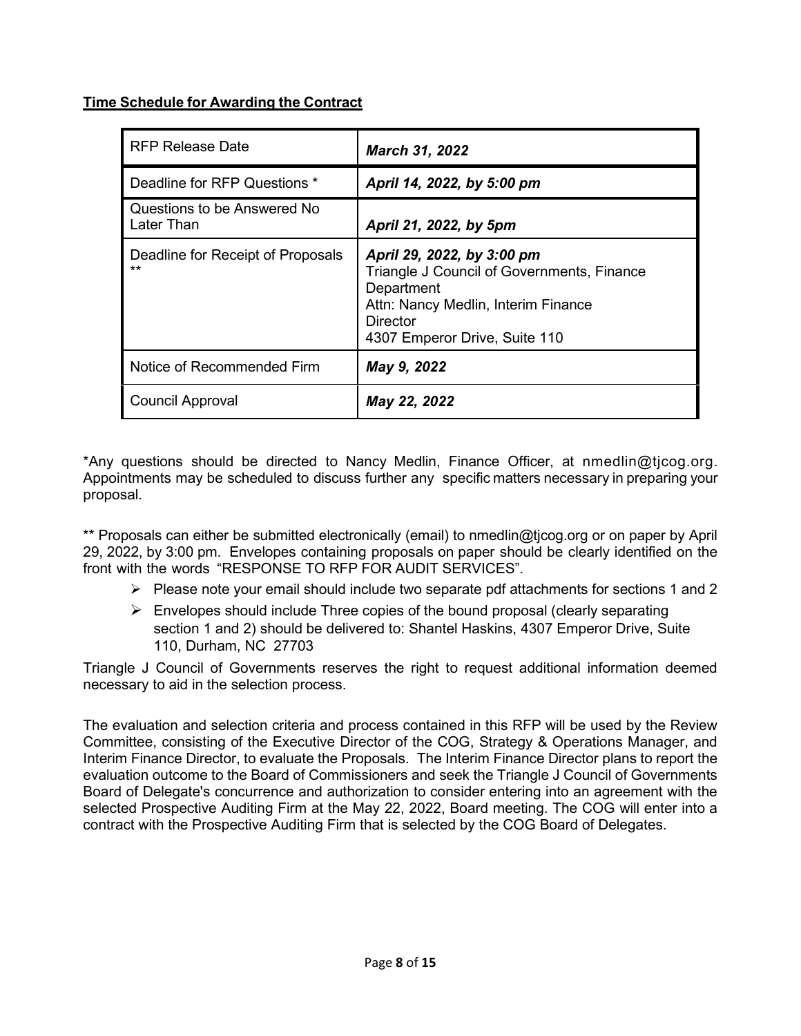**Time Schedule for Awarding the Contract**

| RFP Release Date | ***March 31, 2022*** |
|---|---|
| Deadline for RFP Questions * | ***April 14, 2022, by 5:00 pm*** |
| Questions to be Answered No Later Than | ***April 21, 2022, by 5pm*** |
| Deadline for Receipt of Proposals ** | ***April 29, 2022, by 3:00 pm*** <br> Triangle J Council of Governments, Finance Department <br> Attn: Nancy Medlin, Interim Finance Director <br> 4307 Emperor Drive, Suite 110 |
| Notice of Recommended Firm | ***May 9, 2022*** |
| Council Approval | ***May 22, 2022*** |

*Any questions should be directed to Nancy Medlin, Finance Officer, at nmedlin@tjcog.org. Appointments may be scheduled to discuss further any specific matters necessary in preparing your proposal.

** Proposals can either be submitted electronically (email) to nmedlin@tjcog.org or on paper by April 29, 2022, by 3:00 pm. Envelopes containing proposals on paper should be clearly identified on the front with the words "RESPONSE TO RFP FOR AUDIT SERVICES".

- Please note your email should include two separate pdf attachments for sections 1 and 2
- Envelopes should include Three copies of the bound proposal (clearly separating section 1 and 2) should be delivered to: Shantel Haskins, 4307 Emperor Drive, Suite 110, Durham, NC 27703

Triangle J Council of Governments reserves the right to request additional information deemed necessary to aid in the selection process.

The evaluation and selection criteria and process contained in this RFP will be used by the Review Committee, consisting of the Executive Director of the COG, Strategy & Operations Manager, and Interim Finance Director, to evaluate the Proposals. The Interim Finance Director plans to report the evaluation outcome to the Board of Commissioners and seek the Triangle J Council of Governments Board of Delegate's concurrence and authorization to consider entering into an agreement with the selected Prospective Auditing Firm at the May 22, 2022, Board meeting. The COG will enter into a contract with the Prospective Auditing Firm that is selected by the COG Board of Delegates.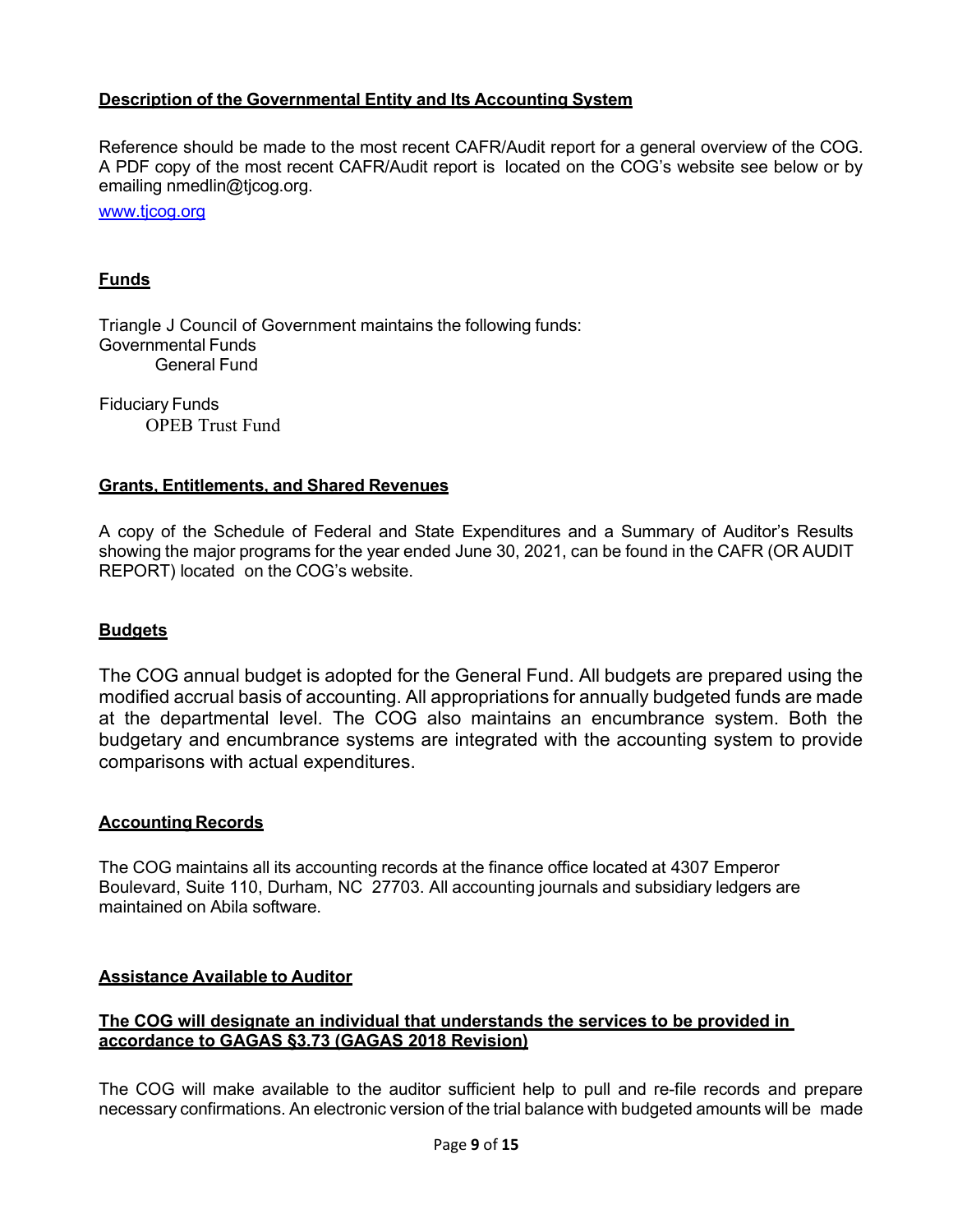**Description of the Governmental Entity and Its Accounting System**

Reference should be made to the most recent CAFR/Audit report for a general overview of the COG. A PDF copy of the most recent CAFR/Audit report is located on the COG's website see below or by emailing nmedlin@tjcog.org.

www.tjcog.org

**Funds**

Triangle J Council of Government maintains the following funds:
Governmental Funds
  General Fund

Fiduciary Funds
  OPEB Trust Fund

**Grants, Entitlements, and Shared Revenues**

A copy of the Schedule of Federal and State Expenditures and a Summary of Auditor's Results showing the major programs for the year ended June 30, 2021, can be found in the CAFR (OR AUDIT REPORT) located on the COG's website.

**Budgets**

The COG annual budget is adopted for the General Fund. All budgets are prepared using the modified accrual basis of accounting. All appropriations for annually budgeted funds are made at the departmental level. The COG also maintains an encumbrance system. Both the budgetary and encumbrance systems are integrated with the accounting system to provide comparisons with actual expenditures.

**Accounting Records**

The COG maintains all its accounting records at the finance office located at 4307 Emperor Boulevard, Suite 110, Durham, NC 27703. All accounting journals and subsidiary ledgers are maintained on Abila software.

**Assistance Available to Auditor**

**The COG will designate an individual that understands the services to be provided in accordance to GAGAS §3.73 (GAGAS 2018 Revision)**

The COG will make available to the auditor sufficient help to pull and re-file records and prepare necessary confirmations. An electronic version of the trial balance with budgeted amounts will be made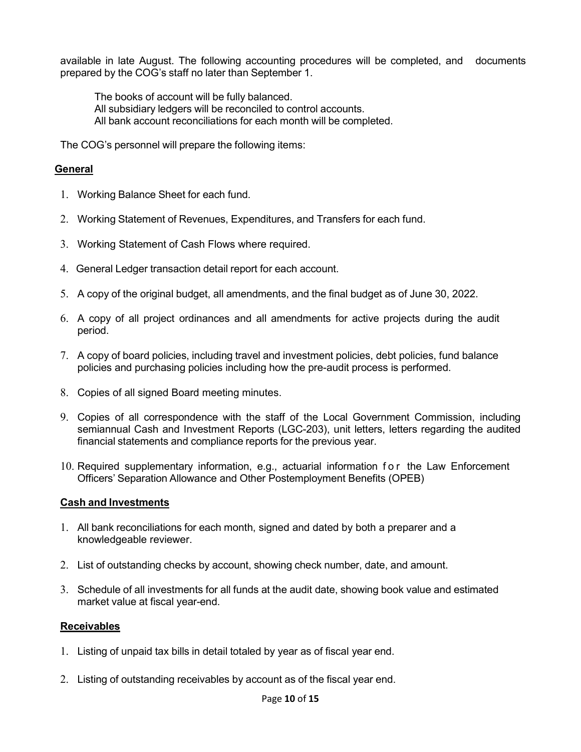available in late August. The following accounting procedures will be completed, and documents prepared by the COG's staff no later than September 1.

The books of account will be fully balanced.
All subsidiary ledgers will be reconciled to control accounts.
All bank account reconciliations for each month will be completed.

The COG's personnel will prepare the following items:

## General

1. Working Balance Sheet for each fund.
2. Working Statement of Revenues, Expenditures, and Transfers for each fund.
3. Working Statement of Cash Flows where required.
4. General Ledger transaction detail report for each account.
5. A copy of the original budget, all amendments, and the final budget as of June 30, 2022.
6. A copy of all project ordinances and all amendments for active projects during the audit period.
7. A copy of board policies, including travel and investment policies, debt policies, fund balance policies and purchasing policies including how the pre-audit process is performed.
8. Copies of all signed Board meeting minutes.
9. Copies of all correspondence with the staff of the Local Government Commission, including semiannual Cash and Investment Reports (LGC-203), unit letters, letters regarding the audited financial statements and compliance reports for the previous year.
10. Required supplementary information, e.g., actuarial information for the Law Enforcement Officers' Separation Allowance and Other Postemployment Benefits (OPEB)

## Cash and Investments

1. All bank reconciliations for each month, signed and dated by both a preparer and a knowledgeable reviewer.
2. List of outstanding checks by account, showing check number, date, and amount.
3. Schedule of all investments for all funds at the audit date, showing book value and estimated market value at fiscal year-end.

## Receivables

1. Listing of unpaid tax bills in detail totaled by year as of fiscal year end.
2. Listing of outstanding receivables by account as of the fiscal year end.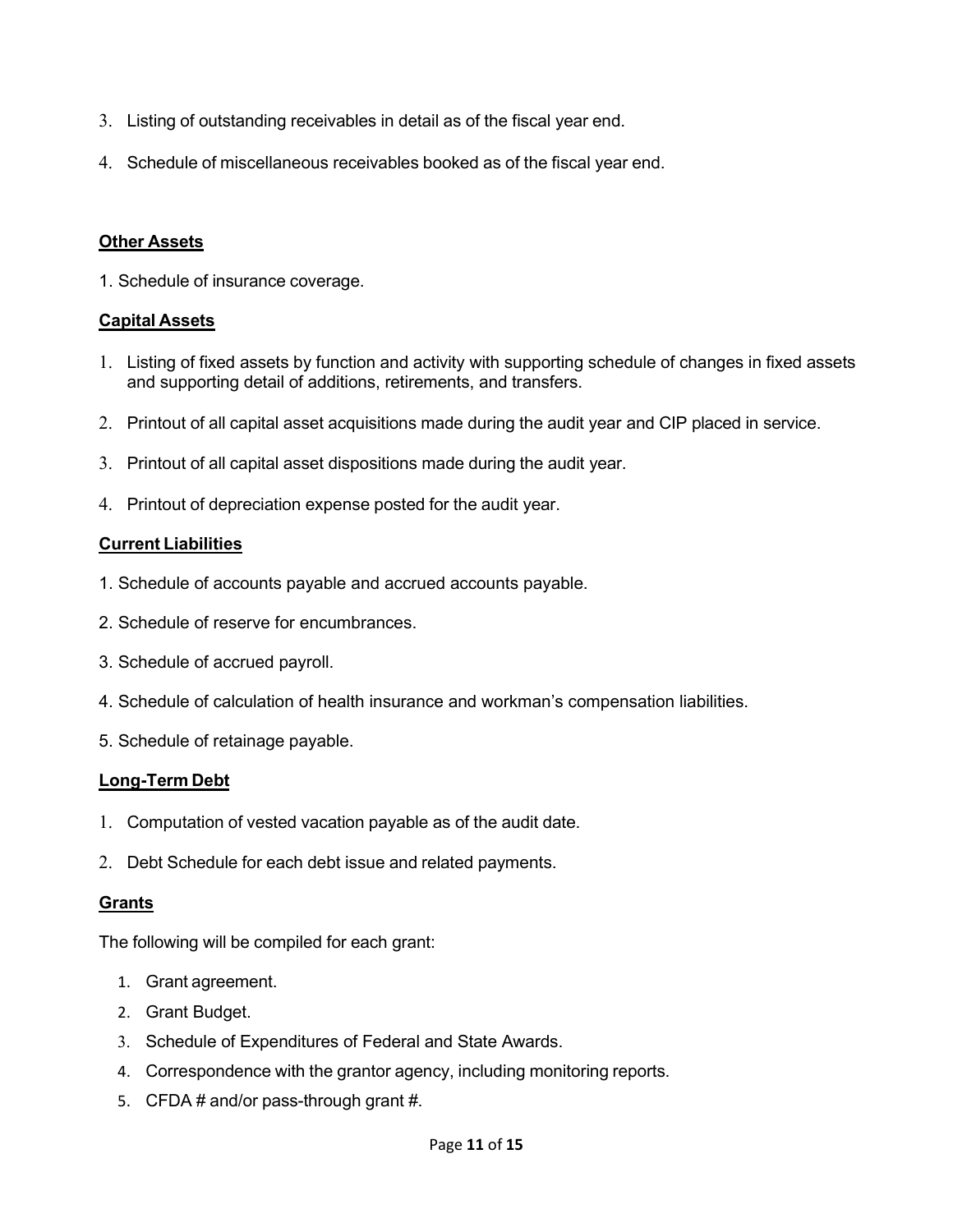3. Listing of outstanding receivables in detail as of the fiscal year end.
4. Schedule of miscellaneous receivables booked as of the fiscal year end.

**Other Assets**

1. Schedule of insurance coverage.

**Capital Assets**

1. Listing of fixed assets by function and activity with supporting schedule of changes in fixed assets and supporting detail of additions, retirements, and transfers.
2. Printout of all capital asset acquisitions made during the audit year and CIP placed in service.
3. Printout of all capital asset dispositions made during the audit year.
4. Printout of depreciation expense posted for the audit year.

**Current Liabilities**

1. Schedule of accounts payable and accrued accounts payable.
2. Schedule of reserve for encumbrances.
3. Schedule of accrued payroll.
4. Schedule of calculation of health insurance and workman's compensation liabilities.
5. Schedule of retainage payable.

**Long-Term Debt**

1. Computation of vested vacation payable as of the audit date.
2. Debt Schedule for each debt issue and related payments.

**Grants**

The following will be compiled for each grant:

1. Grant agreement.
2. Grant Budget.
3. Schedule of Expenditures of Federal and State Awards.
4. Correspondence with the grantor agency, including monitoring reports.
5. CFDA # and/or pass-through grant #.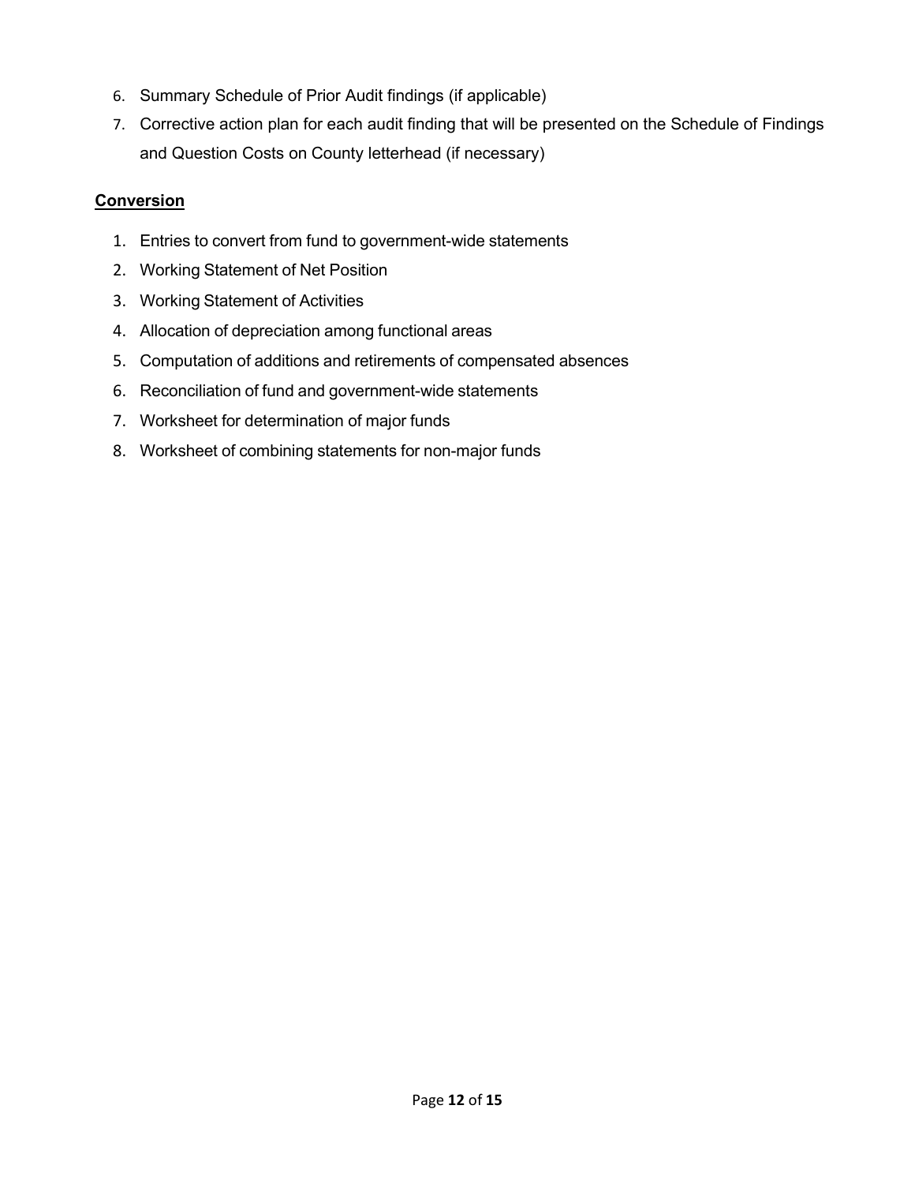6. Summary Schedule of Prior Audit findings (if applicable)
7. Corrective action plan for each audit finding that will be presented on the Schedule of Findings and Question Costs on County letterhead (if necessary)

**Conversion**

1. Entries to convert from fund to government-wide statements
2. Working Statement of Net Position
3. Working Statement of Activities
4. Allocation of depreciation among functional areas
5. Computation of additions and retirements of compensated absences
6. Reconciliation of fund and government-wide statements
7. Worksheet for determination of major funds
8. Worksheet of combining statements for non-major funds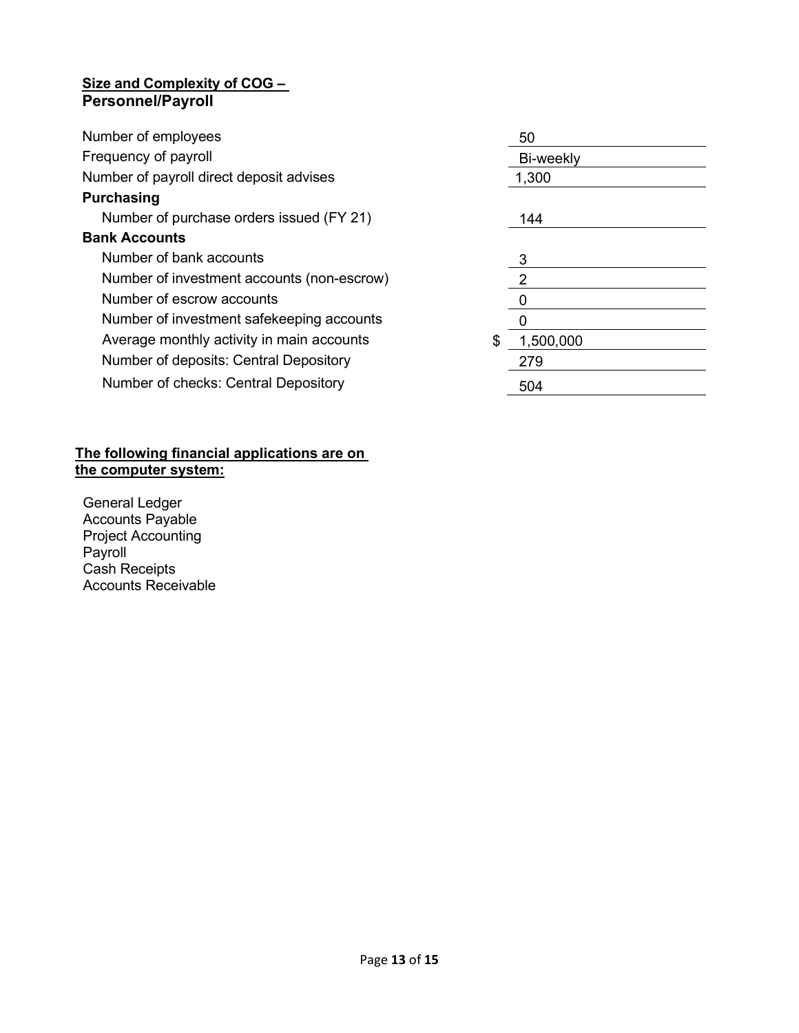## Size and Complexity of COG – Personnel/Payroll

| | |
|---|---|
| Number of employees | 50 |
| Frequency of payroll | Bi-weekly |
| Number of payroll direct deposit advises | 1,300 |
| **Purchasing** | |
| Number of purchase orders issued (FY 21) | 144 |
| **Bank Accounts** | |
| Number of bank accounts | 3 |
| Number of investment accounts (non-escrow) | 2 |
| Number of escrow accounts | 0 |
| Number of investment safekeeping accounts | 0 |
| Average monthly activity in main accounts | $ 1,500,000 |
| Number of deposits: Central Depository | 279 |
| Number of checks: Central Depository | 504 |

**The following financial applications are on the computer system:**

General Ledger
Accounts Payable
Project Accounting
Payroll
Cash Receipts
Accounts Receivable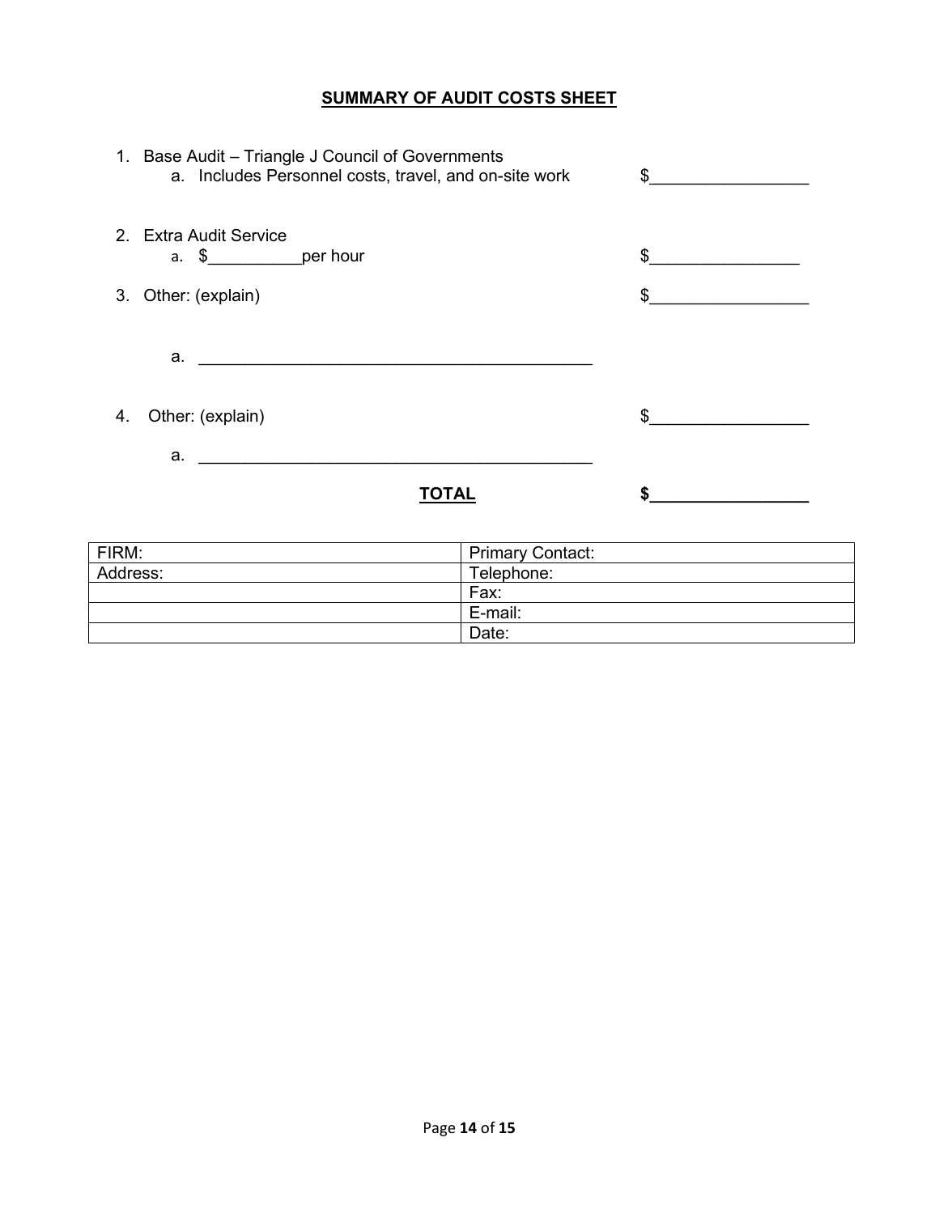**SUMMARY OF AUDIT COSTS SHEET**

1. Base Audit – Triangle J Council of Governments
   a. Includes Personnel costs, travel, and on-site work $_________________

2. Extra Audit Service
   a. $__________per hour $________________

3. Other: (explain) $_________________

   a. ___________________________________________

4. Other: (explain) $_________________

   a. ___________________________________________

**TOTAL** **$_________________**

| FIRM: | Primary Contact: |
|---|---|
| Address: | Telephone: |
| | Fax: |
| | E-mail: |
| | Date: |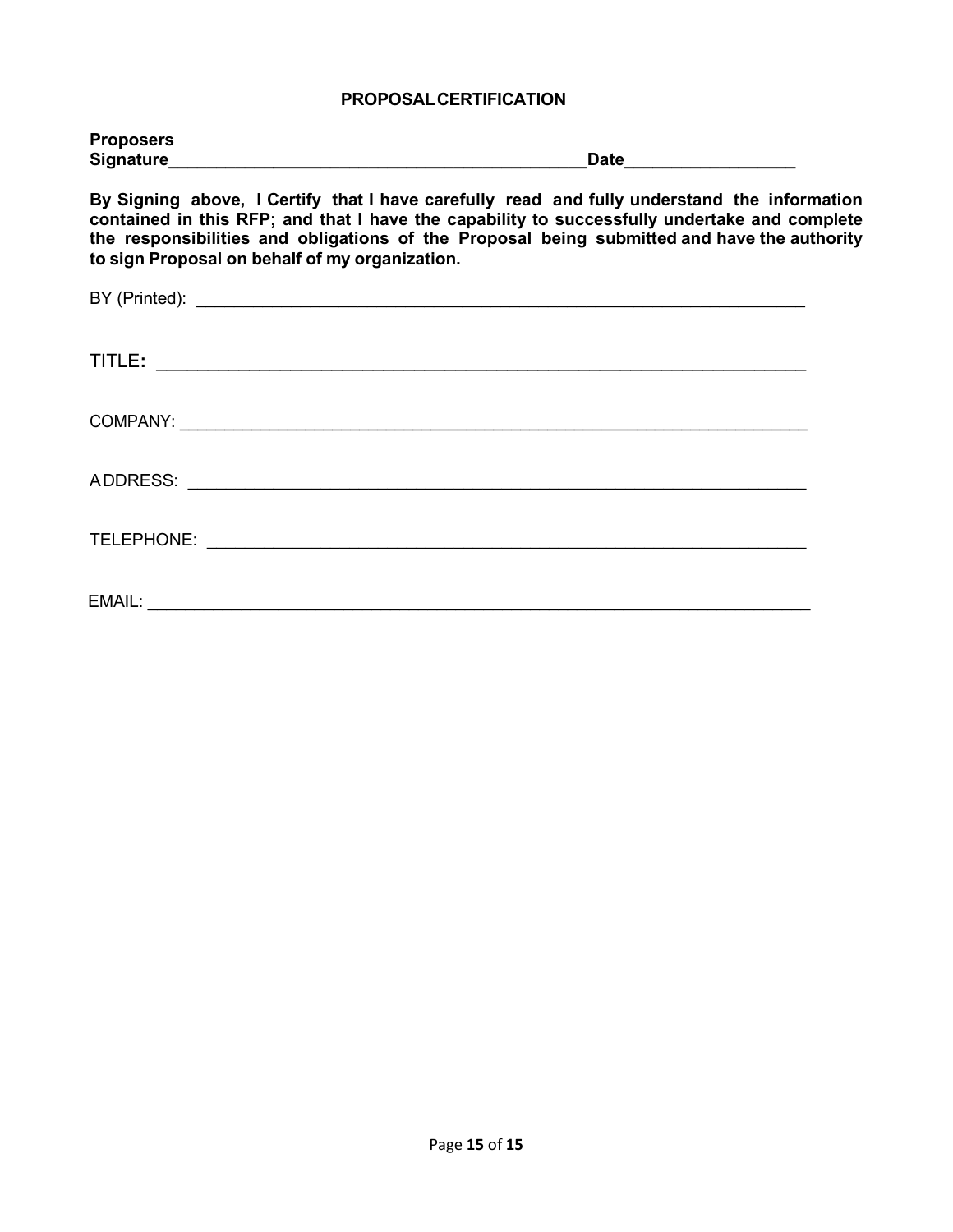## PROPOSAL CERTIFICATION

**Proposers Signature**\_\_\_\_\_\_\_\_\_\_\_\_\_\_\_\_\_\_\_\_\_\_\_\_\_\_\_\_\_\_\_\_\_\_\_\_\_\_\_\_\_\_\_\_**Date**\_\_\_\_\_\_\_\_\_\_\_\_\_\_\_\_\_\_

**By Signing above, I Certify that I have carefully read and fully understand the information contained in this RFP; and that I have the capability to successfully undertake and complete the responsibilities and obligations of the Proposal being submitted and have the authority to sign Proposal on behalf of my organization.**

BY (Printed): \_\_\_\_\_\_\_\_\_\_\_\_\_\_\_\_\_\_\_\_\_\_\_\_\_\_\_\_\_\_\_\_\_\_\_\_\_\_\_\_\_\_\_\_\_\_\_\_\_\_\_\_\_\_\_\_\_\_\_\_\_\_

TITLE: \_\_\_\_\_\_\_\_\_\_\_\_\_\_\_\_\_\_\_\_\_\_\_\_\_\_\_\_\_\_\_\_\_\_\_\_\_\_\_\_\_\_\_\_\_\_\_\_\_\_\_\_\_\_\_\_\_\_\_\_\_\_\_\_\_\_

COMPANY: \_\_\_\_\_\_\_\_\_\_\_\_\_\_\_\_\_\_\_\_\_\_\_\_\_\_\_\_\_\_\_\_\_\_\_\_\_\_\_\_\_\_\_\_\_\_\_\_\_\_\_\_\_\_\_\_\_\_\_\_\_\_\_\_

ADDRESS: \_\_\_\_\_\_\_\_\_\_\_\_\_\_\_\_\_\_\_\_\_\_\_\_\_\_\_\_\_\_\_\_\_\_\_\_\_\_\_\_\_\_\_\_\_\_\_\_\_\_\_\_\_\_\_\_\_\_\_\_\_\_\_\_

TELEPHONE: \_\_\_\_\_\_\_\_\_\_\_\_\_\_\_\_\_\_\_\_\_\_\_\_\_\_\_\_\_\_\_\_\_\_\_\_\_\_\_\_\_\_\_\_\_\_\_\_\_\_\_\_\_\_\_\_\_\_\_\_\_\_

EMAIL: \_\_\_\_\_\_\_\_\_\_\_\_\_\_\_\_\_\_\_\_\_\_\_\_\_\_\_\_\_\_\_\_\_\_\_\_\_\_\_\_\_\_\_\_\_\_\_\_\_\_\_\_\_\_\_\_\_\_\_\_\_\_\_\_\_\_\_\_